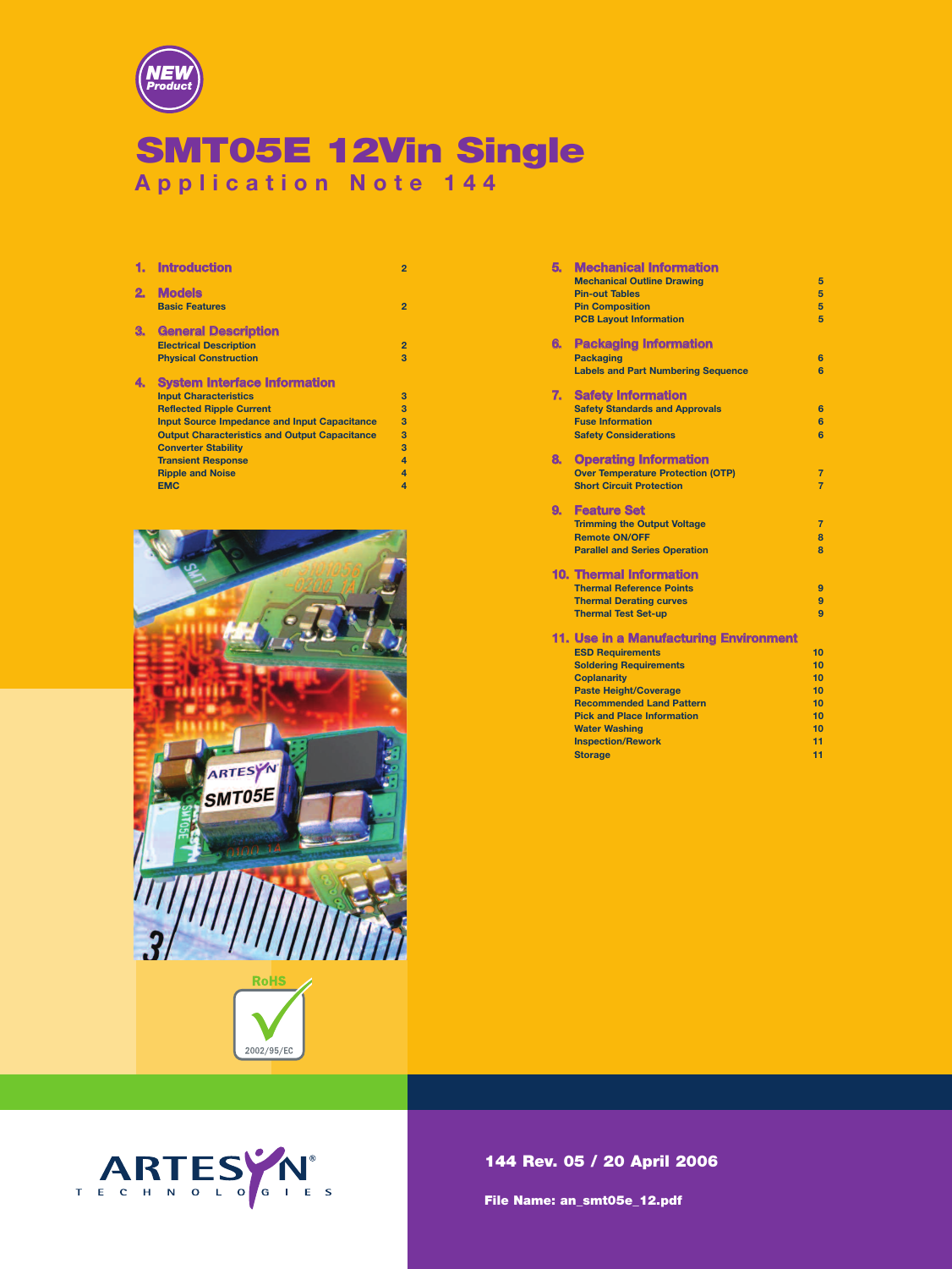NEW Product

# SMT05E 12Vin Single

## Application Note 144

| | | |
|---|---|---|
| **1. Introduction** | | 2 |
| **2. Models** | | |
| | Basic Features | 2 |
| **3. General Description** | | |
| | Electrical Description | 2 |
| | Physical Construction | 3 |
| **4. System Interface Information** | | |
| | Input Characteristics | 3 |
| | Reflected Ripple Current | 3 |
| | Input Source Impedance and Input Capacitance | 3 |
| | Output Characteristics and Output Capacitance | 3 |
| | Converter Stability | 3 |
| | Transient Response | 4 |
| | Ripple and Noise | 4 |
| | EMC | 4 |
| **5. Mechanical Information** | | |
| | Mechanical Outline Drawing | 5 |
| | Pin-out Tables | 5 |
| | Pin Composition | 5 |
| | PCB Layout Information | 5 |
| **6. Packaging Information** | | |
| | Packaging | 6 |
| | Labels and Part Numbering Sequence | 6 |
| **7. Safety Information** | | |
| | Safety Standards and Approvals | 6 |
| | Fuse Information | 6 |
| | Safety Considerations | 6 |
| **8. Operating Information** | | |
| | Over Temperature Protection (OTP) | 7 |
| | Short Circuit Protection | 7 |
| **9. Feature Set** | | |
| | Trimming the Output Voltage | 7 |
| | Remote ON/OFF | 8 |
| | Parallel and Series Operation | 8 |
| **10. Thermal Information** | | |
| | Thermal Reference Points | 9 |
| | Thermal Derating curves | 9 |
| | Thermal Test Set-up | 9 |
| **11. Use in a Manufacturing Environment** | | |
| | ESD Requirements | 10 |
| | Soldering Requirements | 10 |
| | Coplanarity | 10 |
| | Paste Height/Coverage | 10 |
| | Recommended Land Pattern | 10 |
| | Pick and Place Information | 10 |
| | Water Washing | 10 |
| | Inspection/Rework | 11 |
| | Storage | 11 |

RoHS 2002/95/EC

ARTESYN TECHNOLOGIES

144 Rev. 05 / 20 April 2006

File Name: an_smt05e_12.pdf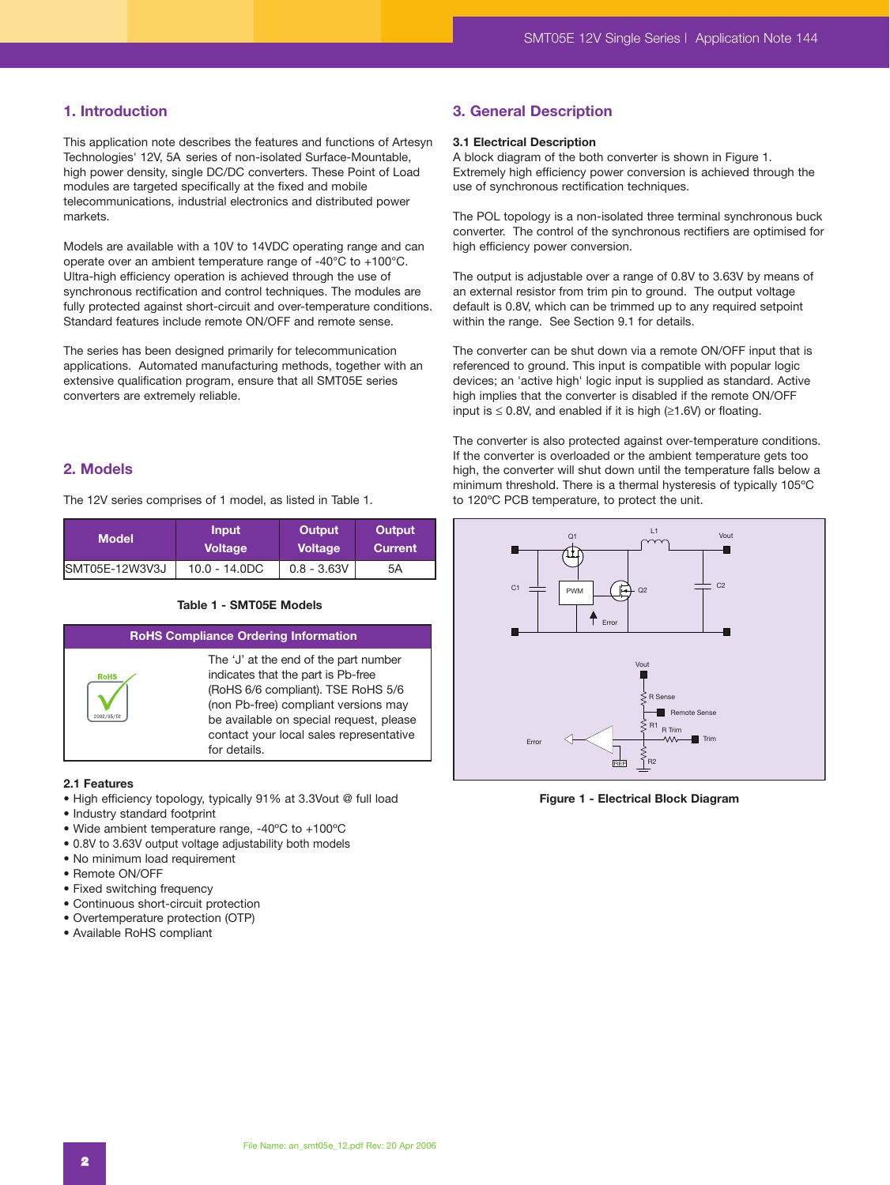## 1. Introduction

This application note describes the features and functions of Artesyn Technologies' 12V, 5A series of non-isolated Surface-Mountable, high power density, single DC/DC converters. These Point of Load modules are targeted specifically at the fixed and mobile telecommunications, industrial electronics and distributed power markets.

Models are available with a 10V to 14VDC operating range and can operate over an ambient temperature range of -40°C to +100°C. Ultra-high efficiency operation is achieved through the use of synchronous rectification and control techniques. The modules are fully protected against short-circuit and over-temperature conditions. Standard features include remote ON/OFF and remote sense.

The series has been designed primarily for telecommunication applications. Automated manufacturing methods, together with an extensive qualification program, ensure that all SMT05E series converters are extremely reliable.

## 2. Models

The 12V series comprises of 1 model, as listed in Table 1.

| Model | Input Voltage | Output Voltage | Output Current |
|---|---|---|---|
| SMT05E-12W3V3J | 10.0 - 14.0DC | 0.8 - 3.63V | 5A |

**Table 1 - SMT05E Models**

| RoHS Compliance Ordering Information |
|---|
| The 'J' at the end of the part number indicates that the part is Pb-free (RoHS 6/6 compliant). TSE RoHS 5/6 (non Pb-free) compliant versions may be available on special request, please contact your local sales representative for details. |

### 2.1 Features

- High efficiency topology, typically 91% at 3.3Vout @ full load
- Industry standard footprint
- Wide ambient temperature range, -40°C to +100°C
- 0.8V to 3.63V output voltage adjustability both models
- No minimum load requirement
- Remote ON/OFF
- Fixed switching frequency
- Continuous short-circuit protection
- Overtemperature protection (OTP)
- Available RoHS compliant

## 3. General Description

### 3.1 Electrical Description

A block diagram of the both converter is shown in Figure 1. Extremely high efficiency power conversion is achieved through the use of synchronous rectification techniques.

The POL topology is a non-isolated three terminal synchronous buck converter. The control of the synchronous rectifiers are optimised for high efficiency power conversion.

The output is adjustable over a range of 0.8V to 3.63V by means of an external resistor from trim pin to ground. The output voltage default is 0.8V, which can be trimmed up to any required setpoint within the range. See Section 9.1 for details.

The converter can be shut down via a remote ON/OFF input that is referenced to ground. This input is compatible with popular logic devices; an 'active high' logic input is supplied as standard. Active high implies that the converter is disabled if the remote ON/OFF input is ≤ 0.8V, and enabled if it is high (≥1.6V) or floating.

The converter is also protected against over-temperature conditions. If the converter is overloaded or the ambient temperature gets too high, the converter will shut down until the temperature falls below a minimum threshold. There is a thermal hysteresis of typically 105ºC to 120ºC PCB temperature, to protect the unit.

**Figure 1 - Electrical Block Diagram**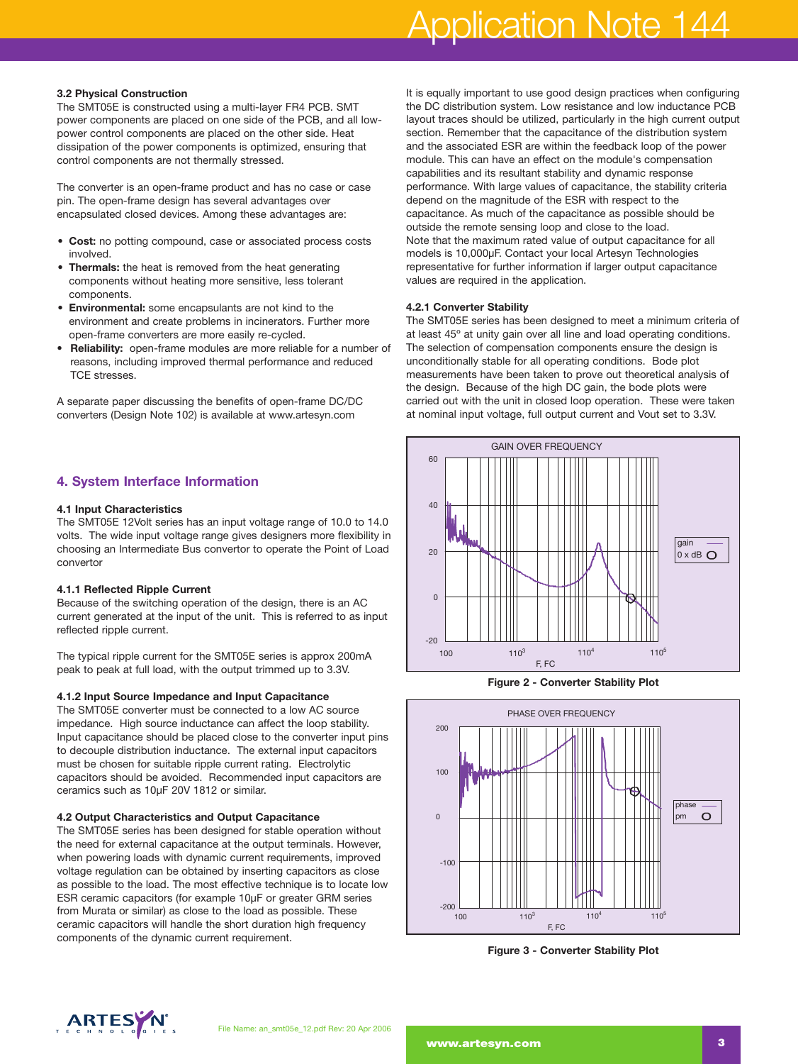### 3.2 Physical Construction

The SMT05E is constructed using a multi-layer FR4 PCB. SMT power components are placed on one side of the PCB, and all low-power control components are placed on the other side. Heat dissipation of the power components is optimized, ensuring that control components are not thermally stressed.

The converter is an open-frame product and has no case or case pin. The open-frame design has several advantages over encapsulated closed devices. Among these advantages are:

- **Cost:** no potting compound, case or associated process costs involved.
- **Thermals:** the heat is removed from the heat generating components without heating more sensitive, less tolerant components.
- **Environmental:** some encapsulants are not kind to the environment and create problems in incinerators. Further more open-frame converters are more easily re-cycled.
- **Reliability:** open-frame modules are more reliable for a number of reasons, including improved thermal performance and reduced TCE stresses.

A separate paper discussing the benefits of open-frame DC/DC converters (Design Note 102) is available at www.artesyn.com

## 4. System Interface Information

### 4.1 Input Characteristics

The SMT05E 12Volt series has an input voltage range of 10.0 to 14.0 volts. The wide input voltage range gives designers more flexibility in choosing an Intermediate Bus convertor to operate the Point of Load convertor

#### 4.1.1 Reflected Ripple Current

Because of the switching operation of the design, there is an AC current generated at the input of the unit. This is referred to as input reflected ripple current.

The typical ripple current for the SMT05E series is approx 200mA peak to peak at full load, with the output trimmed up to 3.3V.

#### 4.1.2 Input Source Impedance and Input Capacitance

The SMT05E converter must be connected to a low AC source impedance. High source inductance can affect the loop stability. Input capacitance should be placed close to the converter input pins to decouple distribution inductance. The external input capacitors must be chosen for suitable ripple current rating. Electrolytic capacitors should be avoided. Recommended input capacitors are ceramics such as 10µF 20V 1812 or similar.

### 4.2 Output Characteristics and Output Capacitance

The SMT05E series has been designed for stable operation without the need for external capacitance at the output terminals. However, when powering loads with dynamic current requirements, improved voltage regulation can be obtained by inserting capacitors as close as possible to the load. The most effective technique is to locate low ESR ceramic capacitors (for example 10µF or greater GRM series from Murata or similar) as close to the load as possible. These ceramic capacitors will handle the short duration high frequency components of the dynamic current requirement.

It is equally important to use good design practices when configuring the DC distribution system. Low resistance and low inductance PCB layout traces should be utilized, particularly in the high current output section. Remember that the capacitance of the distribution system and the associated ESR are within the feedback loop of the power module. This can have an effect on the module's compensation capabilities and its resultant stability and dynamic response performance. With large values of capacitance, the stability criteria depend on the magnitude of the ESR with respect to the capacitance. As much of the capacitance as possible should be outside the remote sensing loop and close to the load.

Note that the maximum rated value of output capacitance for all models is 10,000µF. Contact your local Artesyn Technologies representative for further information if larger output capacitance values are required in the application.

#### 4.2.1 Converter Stability

The SMT05E series has been designed to meet a minimum criteria of at least 45° at unity gain over all line and load operating conditions. The selection of compensation components ensure the design is unconditionally stable for all operating conditions. Bode plot measurements have been taken to prove out theoretical analysis of the design. Because of the high DC gain, the bode plots were carried out with the unit in closed loop operation. These were taken at nominal input voltage, full output current and Vout set to 3.3V.

**Figure 2 - Converter Stability Plot**

**Figure 3 - Converter Stability Plot**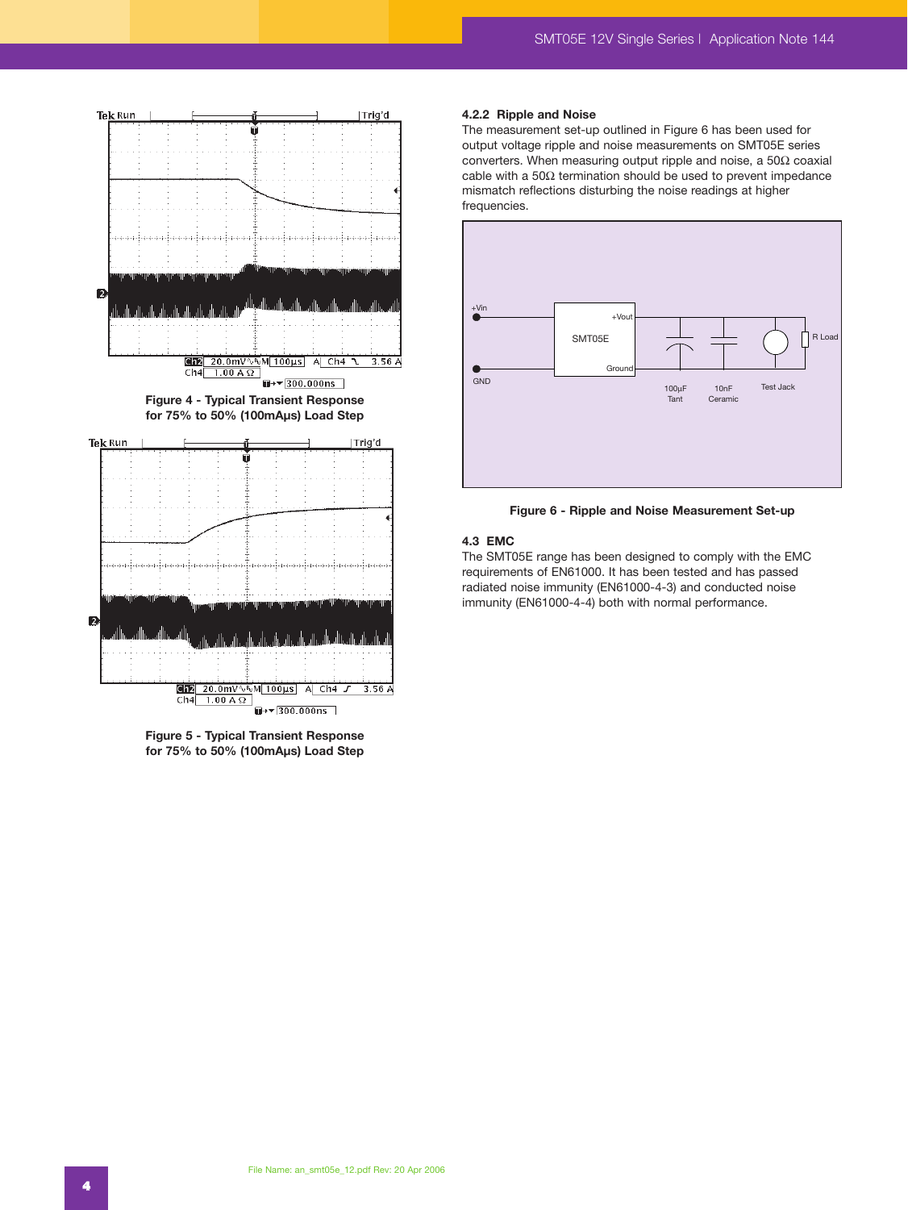Figure 4 - Typical Transient Response for 75% to 50% (100mAµs) Load Step

Figure 5 - Typical Transient Response for 75% to 50% (100mAµs) Load Step

#### 4.2.2 Ripple and Noise

The measurement set-up outlined in Figure 6 has been used for output voltage ripple and noise measurements on SMT05E series converters. When measuring output ripple and noise, a 50Ω coaxial cable with a 50Ω termination should be used to prevent impedance mismatch reflections disturbing the noise readings at higher frequencies.

Figure 6 - Ripple and Noise Measurement Set-up

### 4.3 EMC

The SMT05E range has been designed to comply with the EMC requirements of EN61000. It has been tested and has passed radiated noise immunity (EN61000-4-3) and conducted noise immunity (EN61000-4-4) both with normal performance.

File Name: an_smt05e_12.pdf Rev: 20 Apr 2006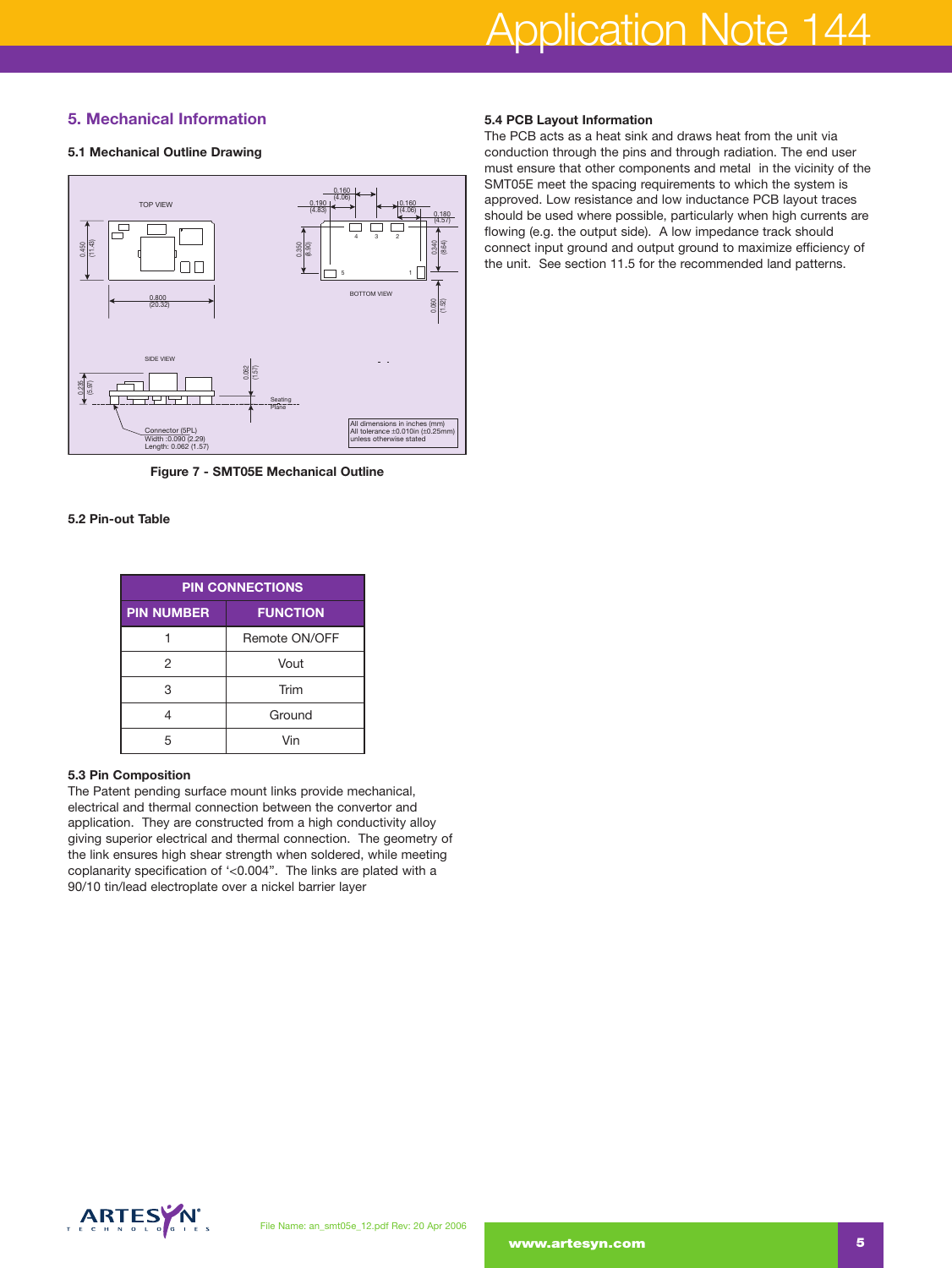## 5. Mechanical Information

### 5.1 Mechanical Outline Drawing

TOP VIEW

0.450 (11.43)

0.800 (20.32)

BOTTOM VIEW

0.160 (4.06)

0.190 (4.83)

0.160 (4.06)

0.180 (4.57)

0.350 (8.90)

0.340 (8.64)

0.060 (1.52)

SIDE VIEW

0.235 (5.97)

0.062 (1.57)

Seating Plane

Connector (5PL)
Width :0.090 (2.29)
Length: 0.062 (1.57)

All dimensions in inches (mm)
All tolerance ±0.010in (±0.25mm)
unless otherwise stated

**Figure 7 - SMT05E Mechanical Outline**

### 5.2 Pin-out Table

| PIN CONNECTIONS | |
|---|---|
| **PIN NUMBER** | **FUNCTION** |
| 1 | Remote ON/OFF |
| 2 | Vout |
| 3 | Trim |
| 4 | Ground |
| 5 | Vin |

### 5.3 Pin Composition

The Patent pending surface mount links provide mechanical, electrical and thermal connection between the convertor and application. They are constructed from a high conductivity alloy giving superior electrical and thermal connection. The geometry of the link ensures high shear strength when soldered, while meeting coplanarity specification of '<0.004". The links are plated with a 90/10 tin/lead electroplate over a nickel barrier layer

### 5.4 PCB Layout Information

The PCB acts as a heat sink and draws heat from the unit via conduction through the pins and through radiation. The end user must ensure that other components and metal in the vicinity of the SMT05E meet the spacing requirements to which the system is approved. Low resistance and low inductance PCB layout traces should be used where possible, particularly when high currents are flowing (e.g. the output side). A low impedance track should connect input ground and output ground to maximize efficiency of the unit. See section 11.5 for the recommended land patterns.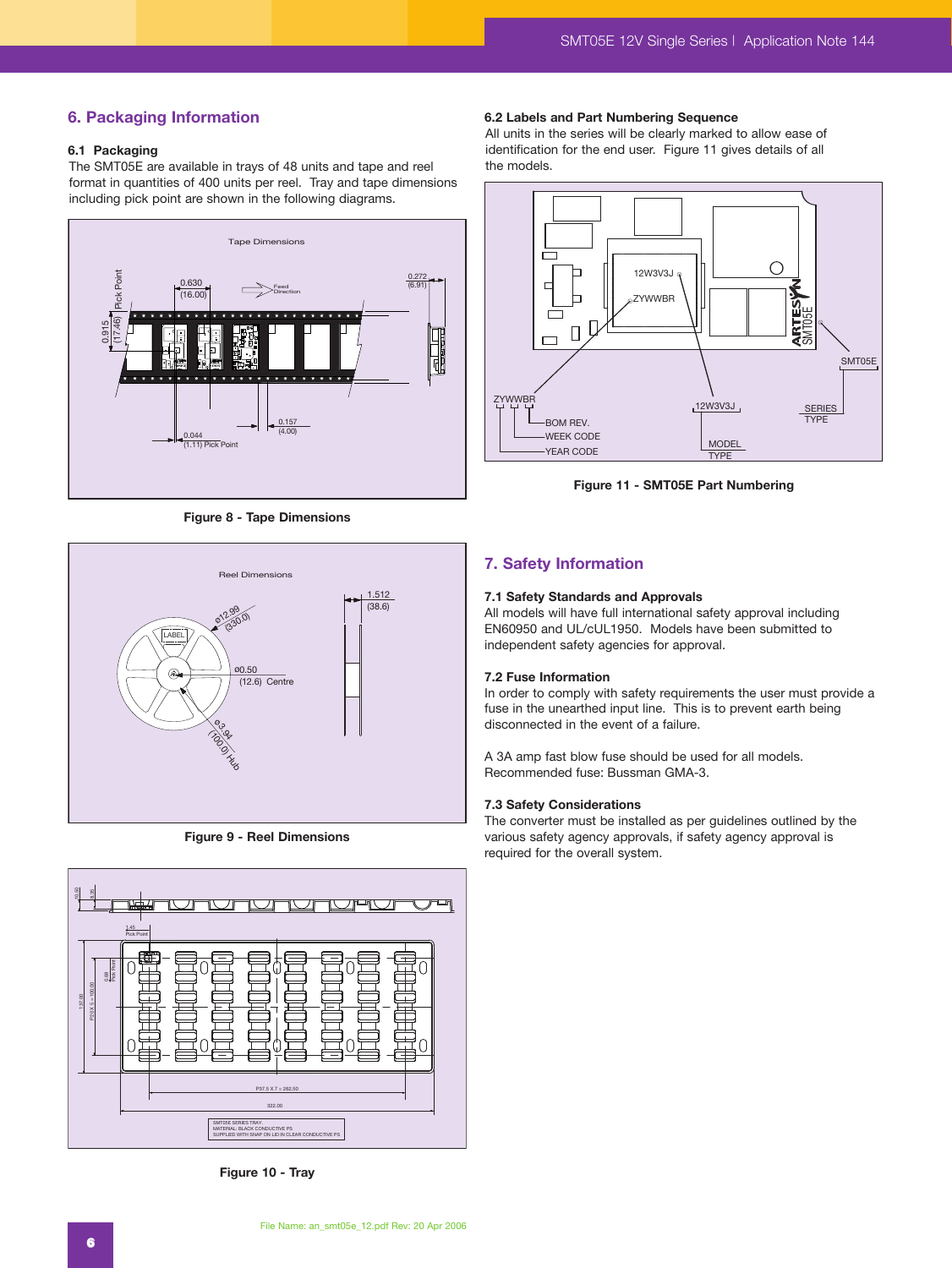## 6. Packaging Information

### 6.1 Packaging

The SMT05E are available in trays of 48 units and tape and reel format in quantities of 400 units per reel. Tray and tape dimensions including pick point are shown in the following diagrams.

Figure 8 - Tape Dimensions

Figure 9 - Reel Dimensions

Figure 10 - Tray

### 6.2 Labels and Part Numbering Sequence

All units in the series will be clearly marked to allow ease of identification for the end user. Figure 11 gives details of all the models.

Figure 11 - SMT05E Part Numbering

## 7. Safety Information

### 7.1 Safety Standards and Approvals

All models will have full international safety approval including EN60950 and UL/cUL1950. Models have been submitted to independent safety agencies for approval.

### 7.2 Fuse Information

In order to comply with safety requirements the user must provide a fuse in the unearthed input line. This is to prevent earth being disconnected in the event of a failure.

A 3A amp fast blow fuse should be used for all models. Recommended fuse: Bussman GMA-3.

### 7.3 Safety Considerations

The converter must be installed as per guidelines outlined by the various safety agency approvals, if safety agency approval is required for the overall system.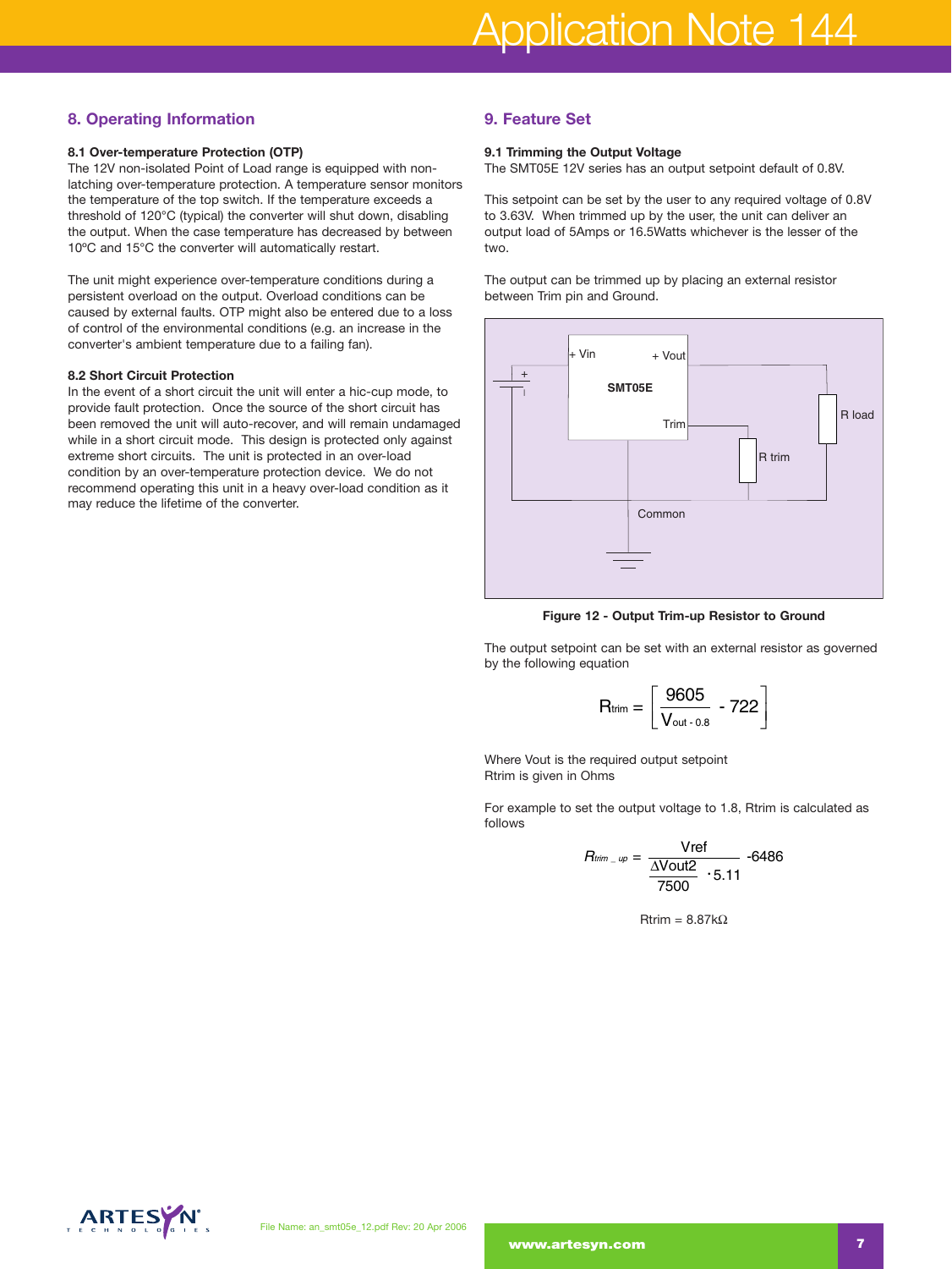## 8. Operating Information

### 8.1 Over-temperature Protection (OTP)

The 12V non-isolated Point of Load range is equipped with non-latching over-temperature protection. A temperature sensor monitors the temperature of the top switch. If the temperature exceeds a threshold of 120°C (typical) the converter will shut down, disabling the output. When the case temperature has decreased by between 10ºC and 15°C the converter will automatically restart.

The unit might experience over-temperature conditions during a persistent overload on the output. Overload conditions can be caused by external faults. OTP might also be entered due to a loss of control of the environmental conditions (e.g. an increase in the converter's ambient temperature due to a failing fan).

### 8.2 Short Circuit Protection

In the event of a short circuit the unit will enter a hic-cup mode, to provide fault protection. Once the source of the short circuit has been removed the unit will auto-recover, and will remain undamaged while in a short circuit mode. This design is protected only against extreme short circuits. The unit is protected in an over-load condition by an over-temperature protection device. We do not recommend operating this unit in a heavy over-load condition as it may reduce the lifetime of the converter.

## 9. Feature Set

### 9.1 Trimming the Output Voltage

The SMT05E 12V series has an output setpoint default of 0.8V.

This setpoint can be set by the user to any required voltage of 0.8V to 3.63V. When trimmed up by the user, the unit can deliver an output load of 5Amps or 16.5Watts whichever is the lesser of the two.

The output can be trimmed up by placing an external resistor between Trim pin and Ground.

+ Vin | + Vout | SMT05E | Trim | R load | R trim | Common

**Figure 12 - Output Trim-up Resistor to Ground**

The output setpoint can be set with an external resistor as governed by the following equation

$$R_{trim} = \left[ \frac{9605}{V_{out - 0.8}} - 722 \right]$$

Where Vout is the required output setpoint
Rtrim is given in Ohms

For example to set the output voltage to 1.8, Rtrim is calculated as follows

$$R_{trim\_up} = \frac{Vref}{\frac{\Delta Vout2}{7500} \cdot 5.11} - 6486$$

Rtrim = 8.87kΩ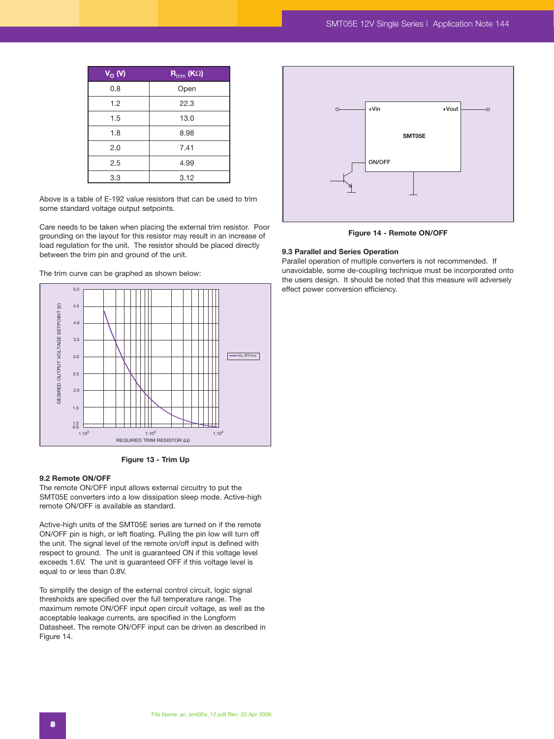| $V_O$ (V) | $R_{trim}$ (KΩ) |
|---|---|
| 0.8 | Open |
| 1.2 | 22.3 |
| 1.5 | 13.0 |
| 1.8 | 8.98 |
| 2.0 | 7.41 |
| 2.5 | 4.99 |
| 3.3 | 3.12 |

Above is a table of E-192 value resistors that can be used to trim some standard voltage output setpoints.

Care needs to be taken when placing the external trim resistor. Poor grounding on the layout for this resistor may result in an increase of load regulation for the unit. The resistor should be placed directly between the trim pin and ground of the unit.

The trim curve can be graphed as shown below:

**Figure 13 - Trim Up**

### 9.2 Remote ON/OFF

The remote ON/OFF input allows external circuitry to put the SMT05E converters into a low dissipation sleep mode. Active-high remote ON/OFF is available as standard.

Active-high units of the SMT05E series are turned on if the remote ON/OFF pin is high, or left floating. Pulling the pin low will turn off the unit. The signal level of the remote on/off input is defined with respect to ground. The unit is guaranteed ON if this voltage level exceeds 1.6V. The unit is guaranteed OFF if this voltage level is equal to or less than 0.8V.

To simplify the design of the external control circuit, logic signal thresholds are specified over the full temperature range. The maximum remote ON/OFF input open circuit voltage, as well as the acceptable leakage currents, are specified in the Longform Datasheet. The remote ON/OFF input can be driven as described in Figure 14.

**Figure 14 - Remote ON/OFF**

### 9.3 Parallel and Series Operation

Parallel operation of multiple converters is not recommended. If unavoidable, some de-coupling technique must be incorporated onto the users design. It should be noted that this measure will adversely effect power conversion efficiency.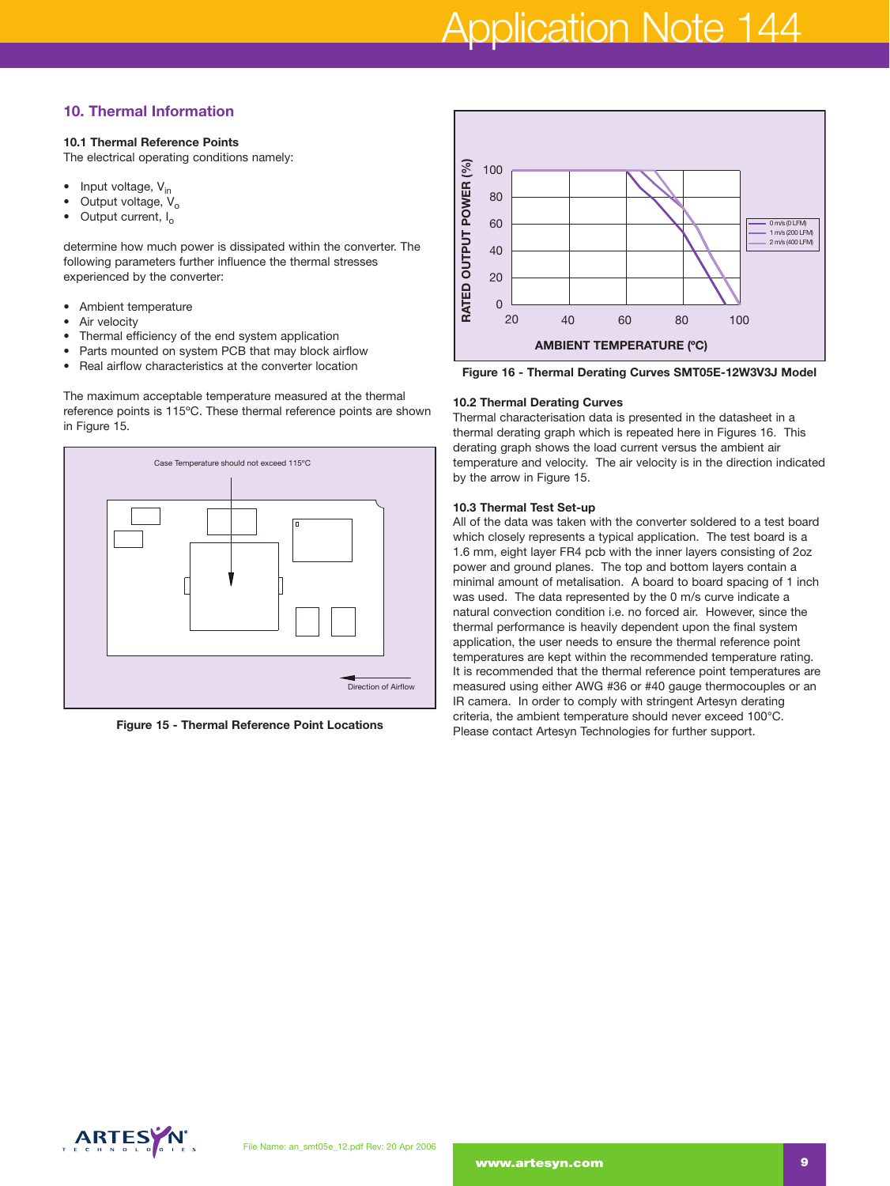## 10. Thermal Information

### 10.1 Thermal Reference Points

The electrical operating conditions namely:

- Input voltage, $V_{in}$
- Output voltage, $V_o$
- Output current, $I_o$

determine how much power is dissipated within the converter. The following parameters further influence the thermal stresses experienced by the converter:

- Ambient temperature
- Air velocity
- Thermal efficiency of the end system application
- Parts mounted on system PCB that may block airflow
- Real airflow characteristics at the converter location

The maximum acceptable temperature measured at the thermal reference points is 115ºC. These thermal reference points are shown in Figure 15.

Case Temperature should not exceed 115°C

Direction of Airflow

**Figure 15 - Thermal Reference Point Locations**

RATED OUTPUT POWER (%)

AMBIENT TEMPERATURE (ºC)

0 m/s (0 LFM)
1 m/s (200 LFM)
2 m/s (400 LFM)

**Figure 16 - Thermal Derating Curves SMT05E-12W3V3J Model**

### 10.2 Thermal Derating Curves

Thermal characterisation data is presented in the datasheet in a thermal derating graph which is repeated here in Figures 16. This derating graph shows the load current versus the ambient air temperature and velocity. The air velocity is in the direction indicated by the arrow in Figure 15.

### 10.3 Thermal Test Set-up

All of the data was taken with the converter soldered to a test board which closely represents a typical application. The test board is a 1.6 mm, eight layer FR4 pcb with the inner layers consisting of 2oz power and ground planes. The top and bottom layers contain a minimal amount of metalisation. A board to board spacing of 1 inch was used. The data represented by the 0 m/s curve indicate a natural convection condition i.e. no forced air. However, since the thermal performance is heavily dependent upon the final system application, the user needs to ensure the thermal reference point temperatures are kept within the recommended temperature rating. It is recommended that the thermal reference point temperatures are measured using either AWG #36 or #40 gauge thermocouples or an IR camera. In order to comply with stringent Artesyn derating criteria, the ambient temperature should never exceed 100°C. Please contact Artesyn Technologies for further support.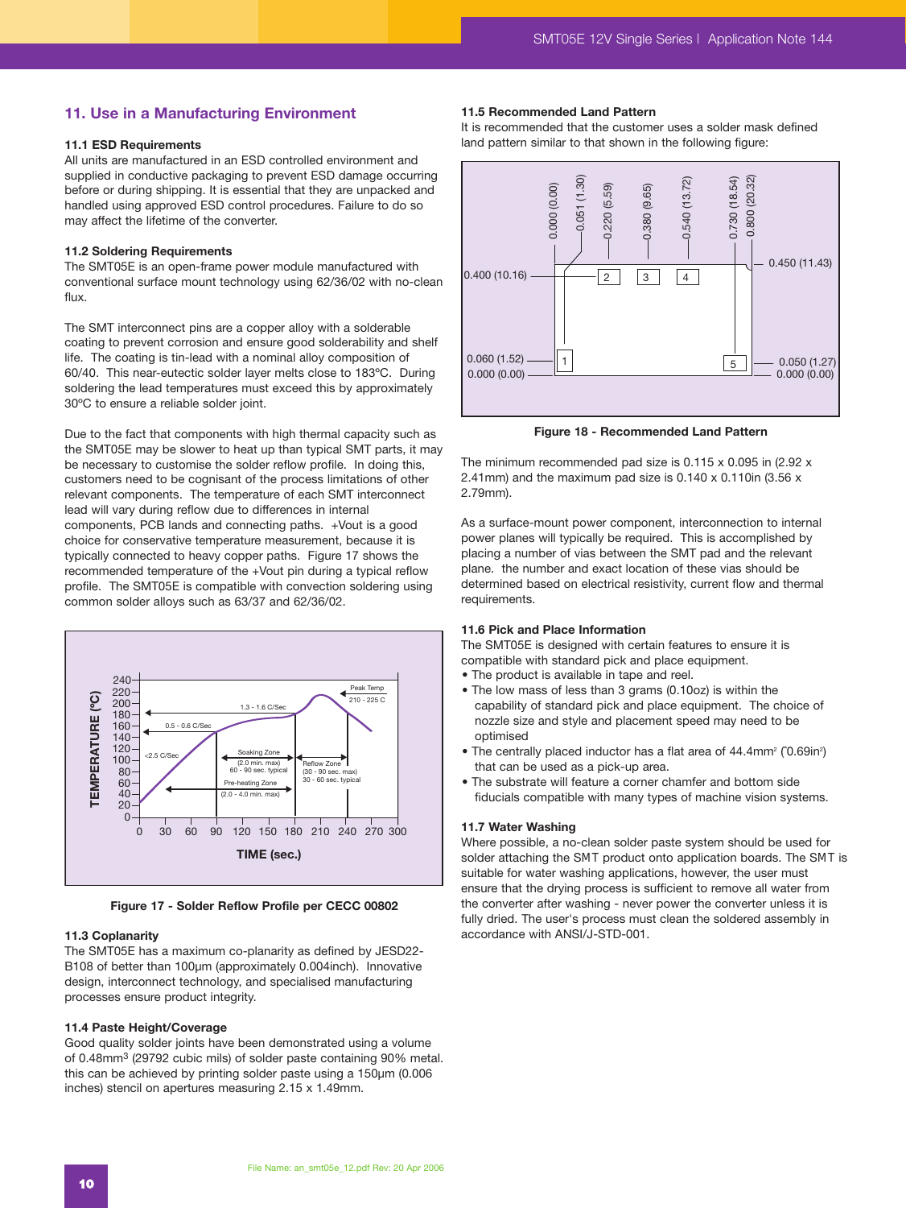## 11. Use in a Manufacturing Environment

### 11.1 ESD Requirements

All units are manufactured in an ESD controlled environment and supplied in conductive packaging to prevent ESD damage occurring before or during shipping. It is essential that they are unpacked and handled using approved ESD control procedures. Failure to do so may affect the lifetime of the converter.

### 11.2 Soldering Requirements

The SMT05E is an open-frame power module manufactured with conventional surface mount technology using 62/36/02 with no-clean flux.

The SMT interconnect pins are a copper alloy with a solderable coating to prevent corrosion and ensure good solderability and shelf life. The coating is tin-lead with a nominal alloy composition of 60/40. This near-eutectic solder layer melts close to 183ºC. During soldering the lead temperatures must exceed this by approximately 30ºC to ensure a reliable solder joint.

Due to the fact that components with high thermal capacity such as the SMT05E may be slower to heat up than typical SMT parts, it may be necessary to customise the solder reflow profile. In doing this, customers need to be cognisant of the process limitations of other relevant components. The temperature of each SMT interconnect lead will vary during reflow due to differences in internal components, PCB lands and connecting paths. +Vout is a good choice for conservative temperature measurement, because it is typically connected to heavy copper paths. Figure 17 shows the recommended temperature of the +Vout pin during a typical reflow profile. The SMT05E is compatible with convection soldering using common solder alloys such as 63/37 and 62/36/02.

**Figure 17 - Solder Reflow Profile per CECC 00802**

### 11.3 Coplanarity

The SMT05E has a maximum co-planarity as defined by JESD22-B108 of better than 100µm (approximately 0.004inch). Innovative design, interconnect technology, and specialised manufacturing processes ensure product integrity.

### 11.4 Paste Height/Coverage

Good quality solder joints have been demonstrated using a volume of 0.48mm$^3$ (29792 cubic mils) of solder paste containing 90% metal. this can be achieved by printing solder paste using a 150µm (0.006 inches) stencil on apertures measuring 2.15 x 1.49mm.

### 11.5 Recommended Land Pattern

It is recommended that the customer uses a solder mask defined land pattern similar to that shown in the following figure:

**Figure 18 - Recommended Land Pattern**

The minimum recommended pad size is 0.115 x 0.095 in (2.92 x 2.41mm) and the maximum pad size is 0.140 x 0.110in (3.56 x 2.79mm).

As a surface-mount power component, interconnection to internal power planes will typically be required. This is accomplished by placing a number of vias between the SMT pad and the relevant plane. the number and exact location of these vias should be determined based on electrical resistivity, current flow and thermal requirements.

### 11.6 Pick and Place Information

The SMT05E is designed with certain features to ensure it is compatible with standard pick and place equipment.

- The product is available in tape and reel.
- The low mass of less than 3 grams (0.10oz) is within the capability of standard pick and place equipment. The choice of nozzle size and style and placement speed may need to be optimised
- The centrally placed inductor has a flat area of 44.4mm$^2$ (˜0.69in$^2$) that can be used as a pick-up area.
- The substrate will feature a corner chamfer and bottom side fiducials compatible with many types of machine vision systems.

### 11.7 Water Washing

Where possible, a no-clean solder paste system should be used for solder attaching the SMT product onto application boards. The SMT is suitable for water washing applications, however, the user must ensure that the drying process is sufficient to remove all water from the converter after washing - never power the converter unless it is fully dried. The user's process must clean the soldered assembly in accordance with ANSI/J-STD-001.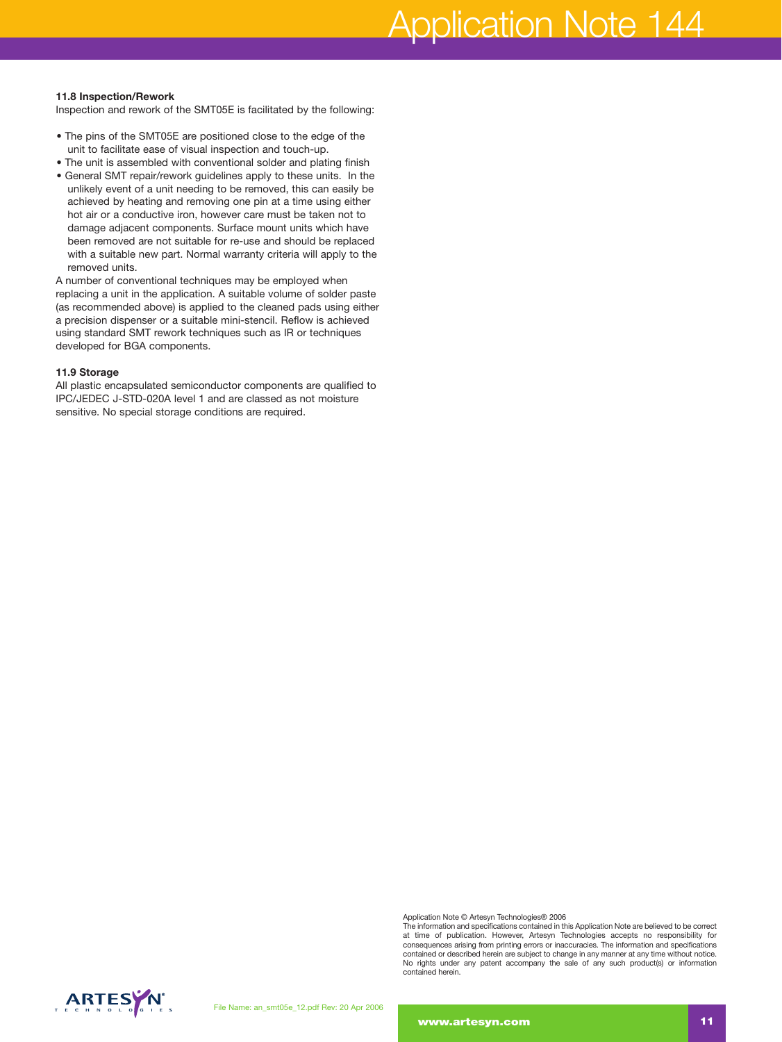**11.8 Inspection/Rework**

Inspection and rework of the SMT05E is facilitated by the following:

- The pins of the SMT05E are positioned close to the edge of the unit to facilitate ease of visual inspection and touch-up.
- The unit is assembled with conventional solder and plating finish
- General SMT repair/rework guidelines apply to these units. In the unlikely event of a unit needing to be removed, this can easily be achieved by heating and removing one pin at a time using either hot air or a conductive iron, however care must be taken not to damage adjacent components. Surface mount units which have been removed are not suitable for re-use and should be replaced with a suitable new part. Normal warranty criteria will apply to the removed units.

A number of conventional techniques may be employed when replacing a unit in the application. A suitable volume of solder paste (as recommended above) is applied to the cleaned pads using either a precision dispenser or a suitable mini-stencil. Reflow is achieved using standard SMT rework techniques such as IR or techniques developed for BGA components.

**11.9 Storage**

All plastic encapsulated semiconductor components are qualified to IPC/JEDEC J-STD-020A level 1 and are classed as not moisture sensitive. No special storage conditions are required.

Application Note © Artesyn Technologies® 2006
The information and specifications contained in this Application Note are believed to be correct at time of publication. However, Artesyn Technologies accepts no responsibility for consequences arising from printing errors or inaccuracies. The information and specifications contained or described herein are subject to change in any manner at any time without notice. No rights under any patent accompany the sale of any such product(s) or information contained herein.

File Name: an_smt05e_12.pdf Rev: 20 Apr 2006

www.artesyn.com